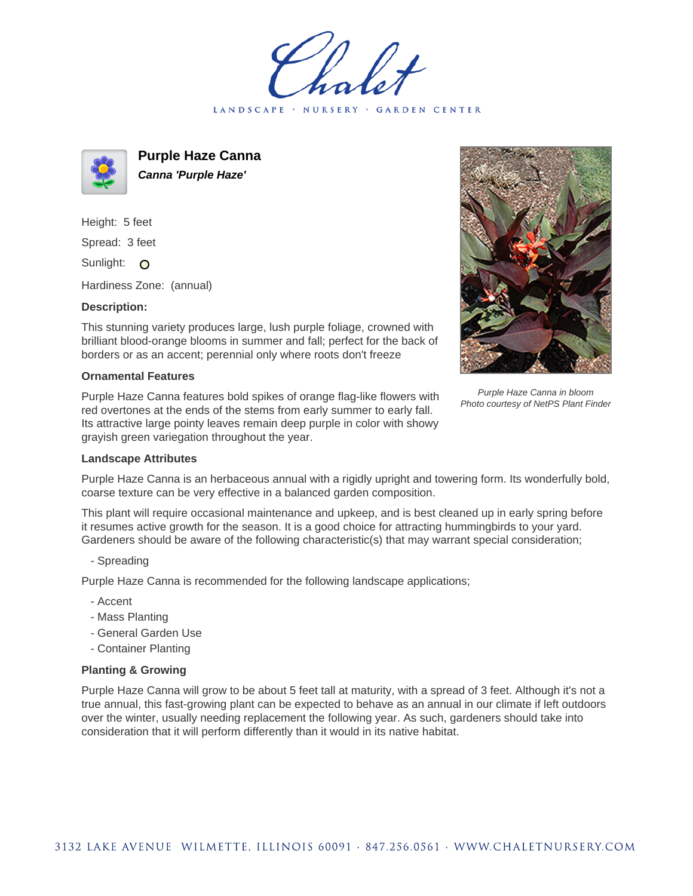Chalet

LANDSCAPE · NURSERY · GARDEN CENTER

# Purple Haze Canna

***Canna 'Purple Haze'***

Height: 5 feet

Spread: 3 feet

Sunlight: O

Hardiness Zone: (annual)

**Description:**

This stunning variety produces large, lush purple foliage, crowned with brilliant blood-orange blooms in summer and fall; perfect for the back of borders or as an accent; perennial only where roots don't freeze

*Purple Haze Canna in bloom*
*Photo courtesy of NetPS Plant Finder*

### Ornamental Features

Purple Haze Canna features bold spikes of orange flag-like flowers with red overtones at the ends of the stems from early summer to early fall. Its attractive large pointy leaves remain deep purple in color with showy grayish green variegation throughout the year.

### Landscape Attributes

Purple Haze Canna is an herbaceous annual with a rigidly upright and towering form. Its wonderfully bold, coarse texture can be very effective in a balanced garden composition.

This plant will require occasional maintenance and upkeep, and is best cleaned up in early spring before it resumes active growth for the season. It is a good choice for attracting hummingbirds to your yard. Gardeners should be aware of the following characteristic(s) that may warrant special consideration;

- Spreading

Purple Haze Canna is recommended for the following landscape applications;

- Accent
- Mass Planting
- General Garden Use
- Container Planting

### Planting & Growing

Purple Haze Canna will grow to be about 5 feet tall at maturity, with a spread of 3 feet. Although it's not a true annual, this fast-growing plant can be expected to behave as an annual in our climate if left outdoors over the winter, usually needing replacement the following year. As such, gardeners should take into consideration that it will perform differently than it would in its native habitat.

3132 LAKE AVENUE WILMETTE, ILLINOIS 60091 · 847.256.0561 · WWW.CHALETNURSERY.COM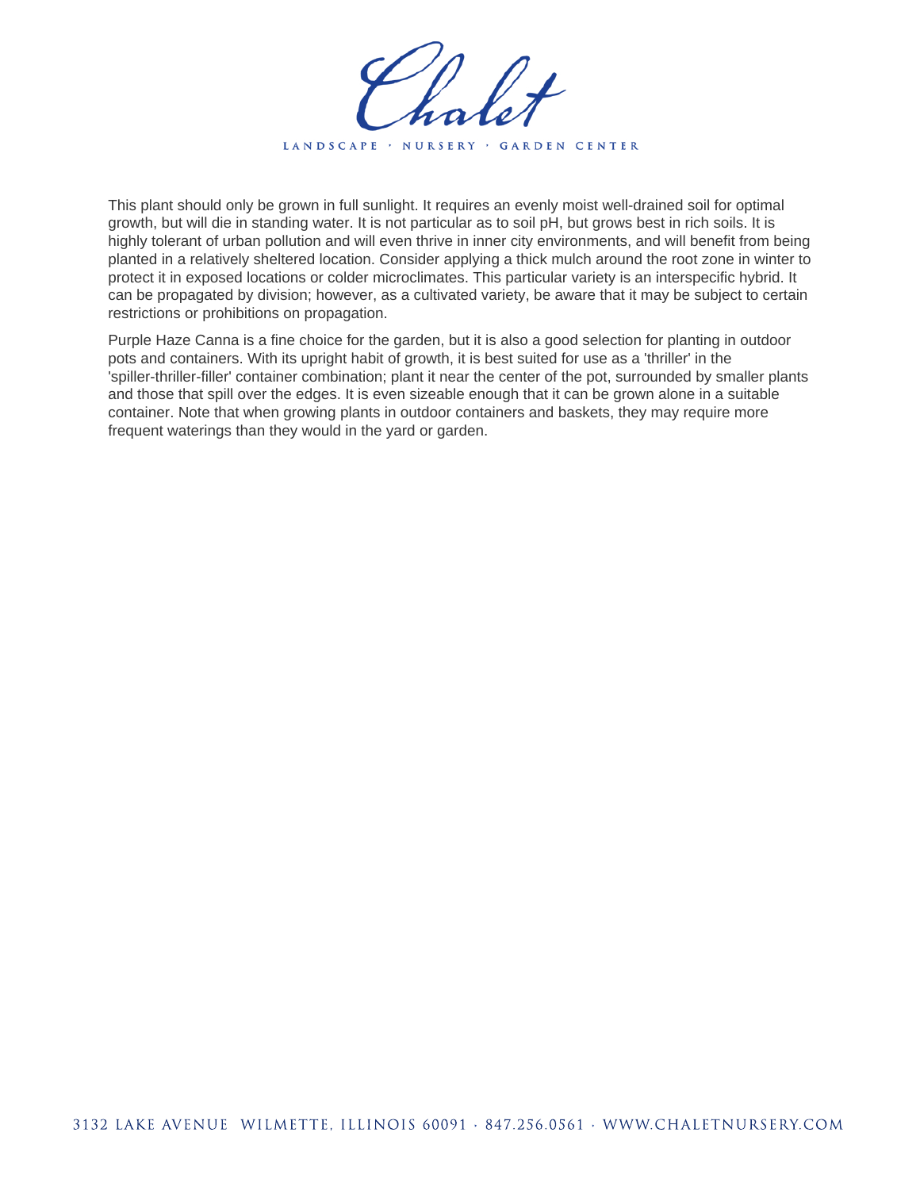This plant should only be grown in full sunlight. It requires an evenly moist well-drained soil for optimal growth, but will die in standing water. It is not particular as to soil pH, but grows best in rich soils. It is highly tolerant of urban pollution and will even thrive in inner city environments, and will benefit from being planted in a relatively sheltered location. Consider applying a thick mulch around the root zone in winter to protect it in exposed locations or colder microclimates. This particular variety is an interspecific hybrid. It can be propagated by division; however, as a cultivated variety, be aware that it may be subject to certain restrictions or prohibitions on propagation.

Purple Haze Canna is a fine choice for the garden, but it is also a good selection for planting in outdoor pots and containers. With its upright habit of growth, it is best suited for use as a 'thriller' in the 'spiller-thriller-filler' container combination; plant it near the center of the pot, surrounded by smaller plants and those that spill over the edges. It is even sizeable enough that it can be grown alone in a suitable container. Note that when growing plants in outdoor containers and baskets, they may require more frequent waterings than they would in the yard or garden.